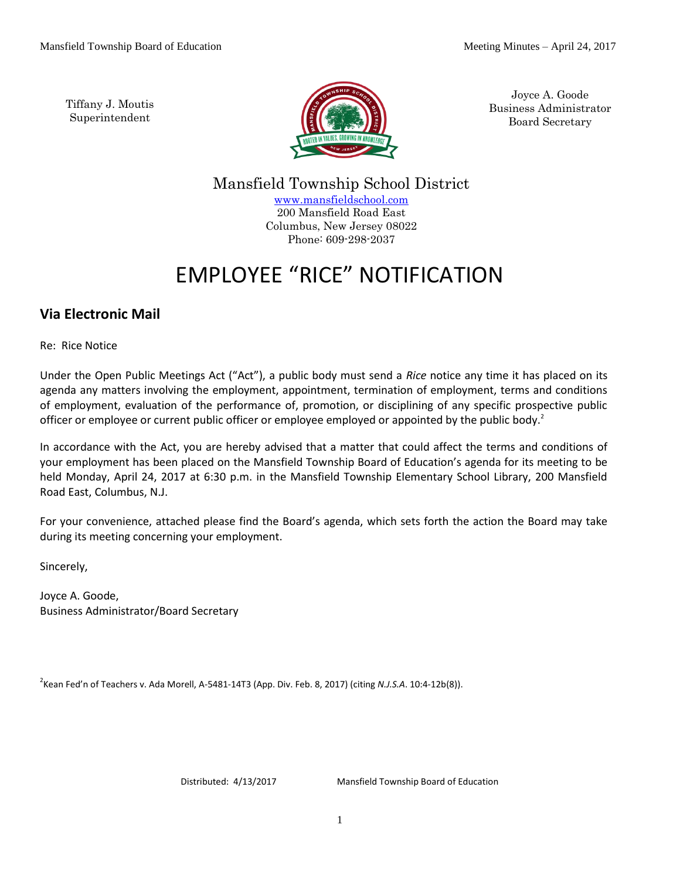Tiffany J. Moutis
Superintendent

Joyce A. Goode
Business Administrator
Board Secretary

Mansfield Township School District
www.mansfieldschool.com
200 Mansfield Road East
Columbus, New Jersey 08022
Phone: 609-298-2037

# EMPLOYEE "RICE" NOTIFICATION

## Via Electronic Mail

Re: Rice Notice

Under the Open Public Meetings Act ("Act"), a public body must send a *Rice* notice any time it has placed on its agenda any matters involving the employment, appointment, termination of employment, terms and conditions of employment, evaluation of the performance of, promotion, or disciplining of any specific prospective public officer or employee or current public officer or employee employed or appointed by the public body.[2]

In accordance with the Act, you are hereby advised that a matter that could affect the terms and conditions of your employment has been placed on the Mansfield Township Board of Education's agenda for its meeting to be held Monday, April 24, 2017 at 6:30 p.m. in the Mansfield Township Elementary School Library, 200 Mansfield Road East, Columbus, N.J.

For your convenience, attached please find the Board's agenda, which sets forth the action the Board may take during its meeting concerning your employment.

Sincerely,

Joyce A. Goode,
Business Administrator/Board Secretary

[2]Kean Fed'n of Teachers v. Ada Morell, A-5481-14T3 (App. Div. Feb. 8, 2017) (citing *N.J.S.A*. 10:4-12b(8)).

Distributed: 4/13/2017 Mansfield Township Board of Education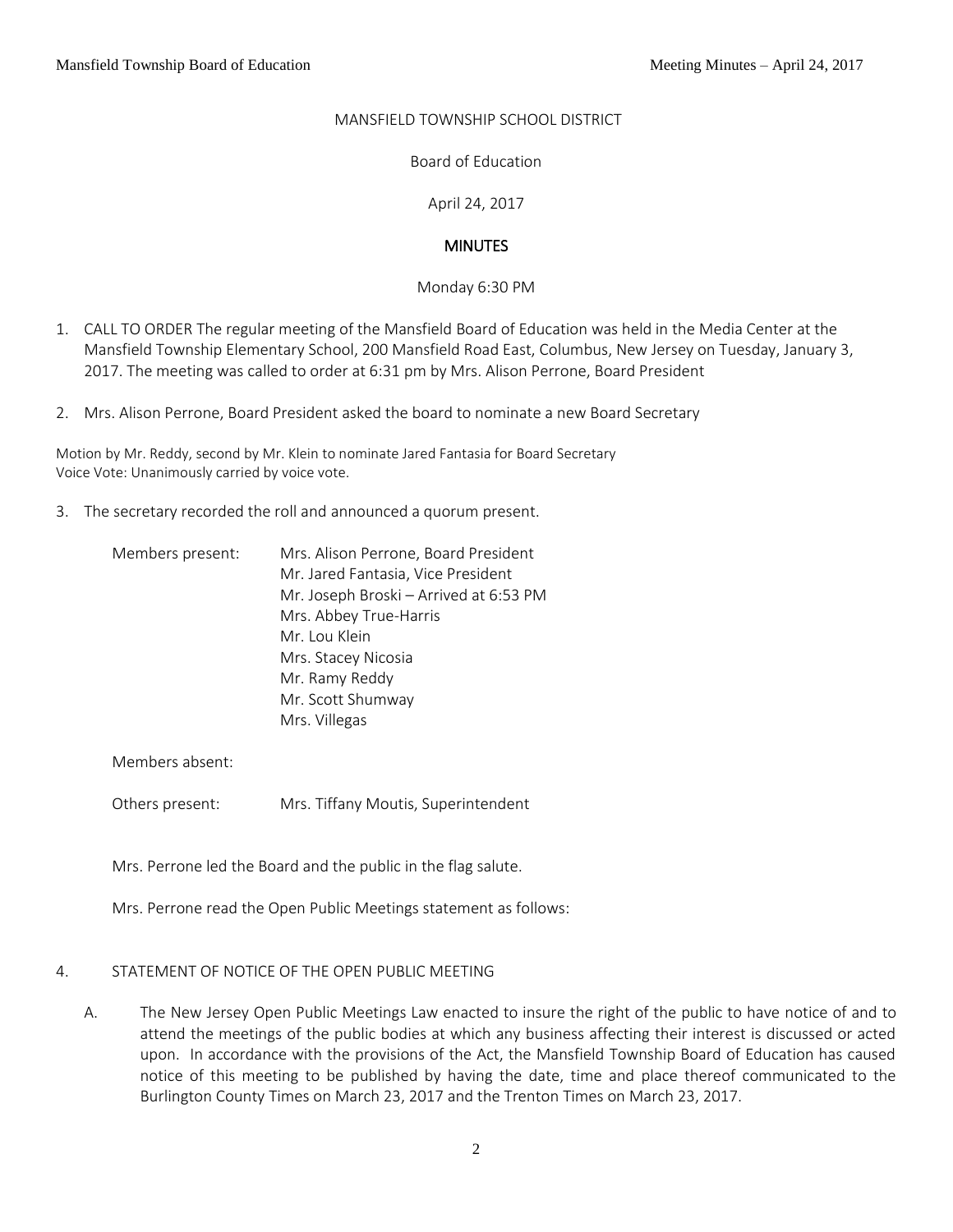MANSFIELD TOWNSHIP SCHOOL DISTRICT

Board of Education

April 24, 2017

**MINUTES**

Monday 6:30 PM

1. CALL TO ORDER The regular meeting of the Mansfield Board of Education was held in the Media Center at the Mansfield Township Elementary School, 200 Mansfield Road East, Columbus, New Jersey on Tuesday, January 3, 2017. The meeting was called to order at 6:31 pm by Mrs. Alison Perrone, Board President

2. Mrs. Alison Perrone, Board President asked the board to nominate a new Board Secretary

Motion by Mr. Reddy, second by Mr. Klein to nominate Jared Fantasia for Board Secretary
Voice Vote: Unanimously carried by voice vote.

3. The secretary recorded the roll and announced a quorum present.

   Members present:
   - Mrs. Alison Perrone, Board President
   - Mr. Jared Fantasia, Vice President
   - Mr. Joseph Broski – Arrived at 6:53 PM
   - Mrs. Abbey True-Harris
   - Mr. Lou Klein
   - Mrs. Stacey Nicosia
   - Mr. Ramy Reddy
   - Mr. Scott Shumway
   - Mrs. Villegas

   Members absent:

   Others present: Mrs. Tiffany Moutis, Superintendent

   Mrs. Perrone led the Board and the public in the flag salute.

   Mrs. Perrone read the Open Public Meetings statement as follows:

4. STATEMENT OF NOTICE OF THE OPEN PUBLIC MEETING

   A. The New Jersey Open Public Meetings Law enacted to insure the right of the public to have notice of and to attend the meetings of the public bodies at which any business affecting their interest is discussed or acted upon. In accordance with the provisions of the Act, the Mansfield Township Board of Education has caused notice of this meeting to be published by having the date, time and place thereof communicated to the Burlington County Times on March 23, 2017 and the Trenton Times on March 23, 2017.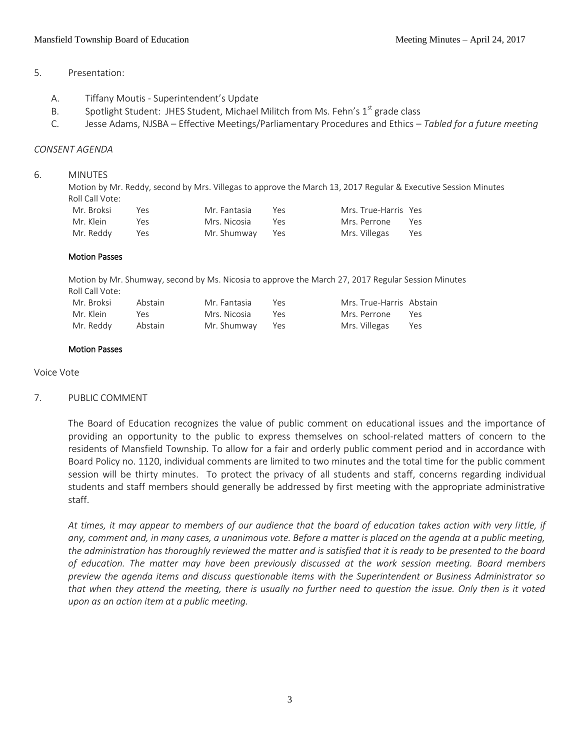5. Presentation:

   A. Tiffany Moutis - Superintendent's Update
   B. Spotlight Student: JHES Student, Michael Militch from Ms. Fehn's 1st grade class
   C. Jesse Adams, NJSBA – Effective Meetings/Parliamentary Procedures and Ethics – *Tabled for a future meeting*

*CONSENT AGENDA*

6. MINUTES

Motion by Mr. Reddy, second by Mrs. Villegas to approve the March 13, 2017 Regular & Executive Session Minutes

Roll Call Vote:

| | | | | | |
|---|---|---|---|---|---|
| Mr. Broksi | Yes | Mr. Fantasia | Yes | Mrs. True-Harris | Yes |
| Mr. Klein | Yes | Mrs. Nicosia | Yes | Mrs. Perrone | Yes |
| Mr. Reddy | Yes | Mr. Shumway | Yes | Mrs. Villegas | Yes |

**Motion Passes**

Motion by Mr. Shumway, second by Ms. Nicosia to approve the March 27, 2017 Regular Session Minutes

Roll Call Vote:

| | | | | | |
|---|---|---|---|---|---|
| Mr. Broksi | Abstain | Mr. Fantasia | Yes | Mrs. True-Harris | Abstain |
| Mr. Klein | Yes | Mrs. Nicosia | Yes | Mrs. Perrone | Yes |
| Mr. Reddy | Abstain | Mr. Shumway | Yes | Mrs. Villegas | Yes |

**Motion Passes**

Voice Vote

7. PUBLIC COMMENT

The Board of Education recognizes the value of public comment on educational issues and the importance of providing an opportunity to the public to express themselves on school-related matters of concern to the residents of Mansfield Township. To allow for a fair and orderly public comment period and in accordance with Board Policy no. 1120, individual comments are limited to two minutes and the total time for the public comment session will be thirty minutes. To protect the privacy of all students and staff, concerns regarding individual students and staff members should generally be addressed by first meeting with the appropriate administrative staff.

*At times, it may appear to members of our audience that the board of education takes action with very little, if any, comment and, in many cases, a unanimous vote. Before a matter is placed on the agenda at a public meeting, the administration has thoroughly reviewed the matter and is satisfied that it is ready to be presented to the board of education. The matter may have been previously discussed at the work session meeting. Board members preview the agenda items and discuss questionable items with the Superintendent or Business Administrator so that when they attend the meeting, there is usually no further need to question the issue. Only then is it voted upon as an action item at a public meeting.*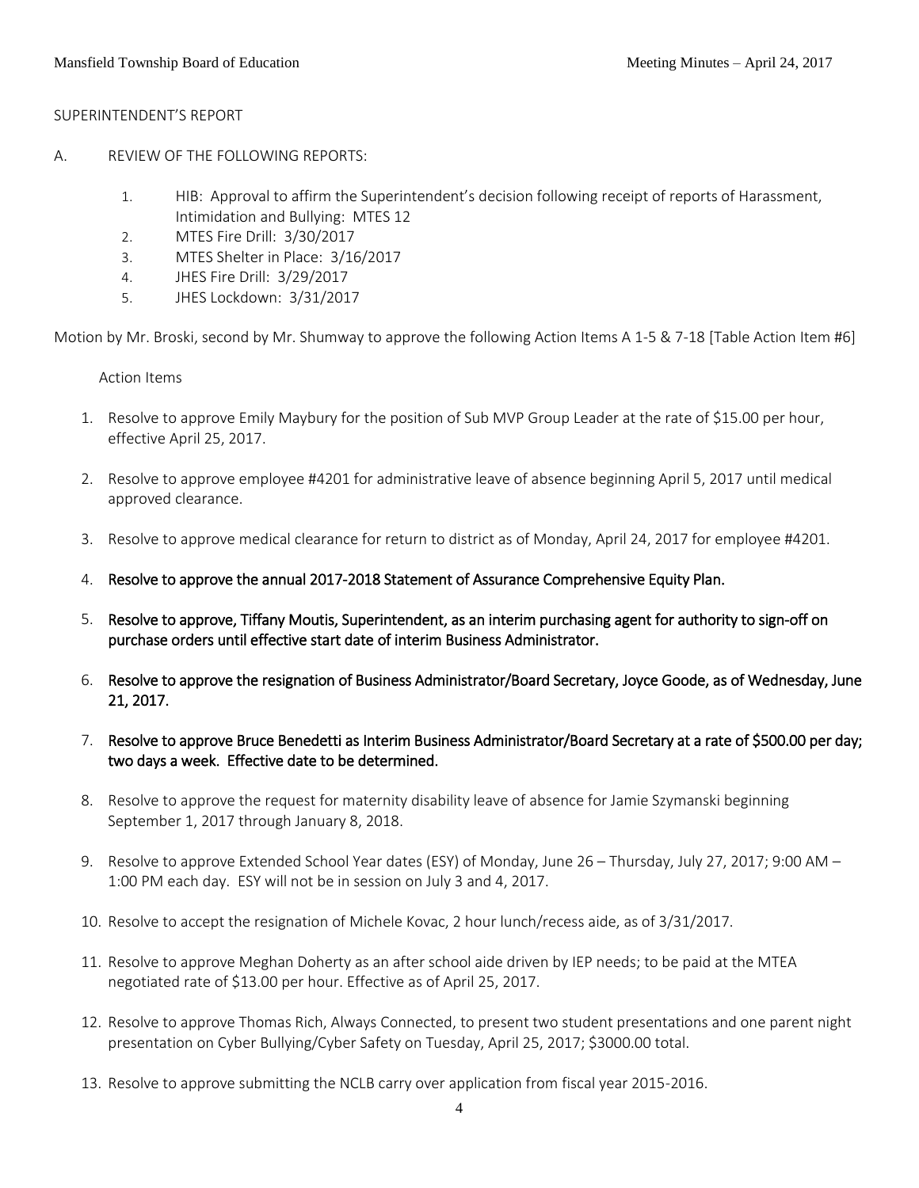SUPERINTENDENT'S REPORT

A. REVIEW OF THE FOLLOWING REPORTS:

1. HIB: Approval to affirm the Superintendent's decision following receipt of reports of Harassment, Intimidation and Bullying: MTES 12
2. MTES Fire Drill: 3/30/2017
3. MTES Shelter in Place: 3/16/2017
4. JHES Fire Drill: 3/29/2017
5. JHES Lockdown: 3/31/2017

Motion by Mr. Broski, second by Mr. Shumway to approve the following Action Items A 1-5 & 7-18 [Table Action Item #6]

Action Items

1. Resolve to approve Emily Maybury for the position of Sub MVP Group Leader at the rate of $15.00 per hour, effective April 25, 2017.

2. Resolve to approve employee #4201 for administrative leave of absence beginning April 5, 2017 until medical approved clearance.

3. Resolve to approve medical clearance for return to district as of Monday, April 24, 2017 for employee #4201.

4. **Resolve to approve the annual 2017-2018 Statement of Assurance Comprehensive Equity Plan.**

5. **Resolve to approve, Tiffany Moutis, Superintendent, as an interim purchasing agent for authority to sign-off on purchase orders until effective start date of interim Business Administrator.**

6. **Resolve to approve the resignation of Business Administrator/Board Secretary, Joyce Goode, as of Wednesday, June 21, 2017.**

7. **Resolve to approve Bruce Benedetti as Interim Business Administrator/Board Secretary at a rate of $500.00 per day; two days a week. Effective date to be determined.**

8. Resolve to approve the request for maternity disability leave of absence for Jamie Szymanski beginning September 1, 2017 through January 8, 2018.

9. Resolve to approve Extended School Year dates (ESY) of Monday, June 26 – Thursday, July 27, 2017; 9:00 AM – 1:00 PM each day. ESY will not be in session on July 3 and 4, 2017.

10. Resolve to accept the resignation of Michele Kovac, 2 hour lunch/recess aide, as of 3/31/2017.

11. Resolve to approve Meghan Doherty as an after school aide driven by IEP needs; to be paid at the MTEA negotiated rate of $13.00 per hour. Effective as of April 25, 2017.

12. Resolve to approve Thomas Rich, Always Connected, to present two student presentations and one parent night presentation on Cyber Bullying/Cyber Safety on Tuesday, April 25, 2017; $3000.00 total.

13. Resolve to approve submitting the NCLB carry over application from fiscal year 2015-2016.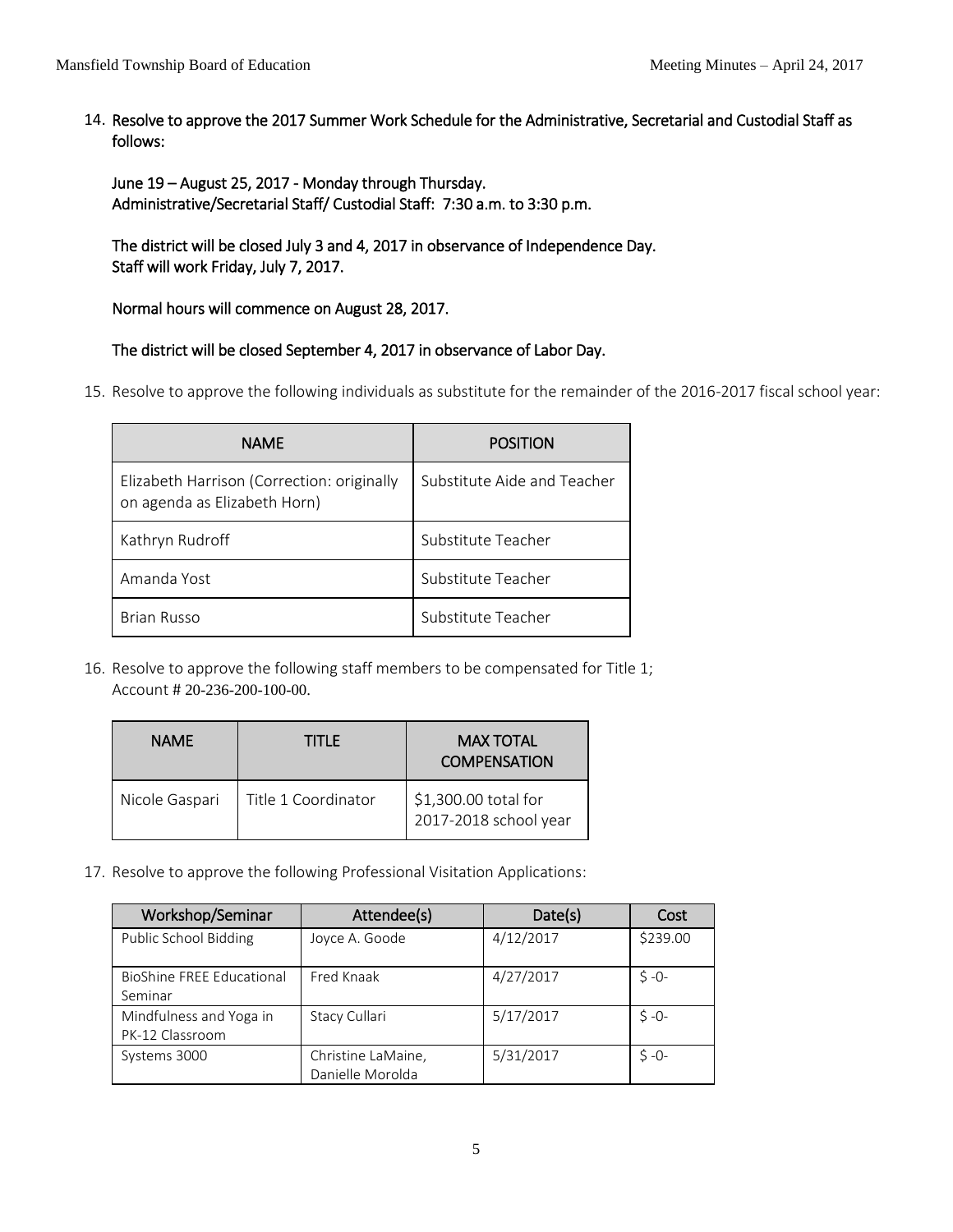14. **Resolve to approve the 2017 Summer Work Schedule for the Administrative, Secretarial and Custodial Staff as follows:**

    **June 19 – August 25, 2017 - Monday through Thursday.**
    **Administrative/Secretarial Staff/ Custodial Staff: 7:30 a.m. to 3:30 p.m.**

    **The district will be closed July 3 and 4, 2017 in observance of Independence Day.**
    **Staff will work Friday, July 7, 2017.**

    **Normal hours will commence on August 28, 2017.**

    **The district will be closed September 4, 2017 in observance of Labor Day.**

15. Resolve to approve the following individuals as substitute for the remainder of the 2016-2017 fiscal school year:

| NAME | POSITION |
|---|---|
| Elizabeth Harrison (Correction: originally on agenda as Elizabeth Horn) | Substitute Aide and Teacher |
| Kathryn Rudroff | Substitute Teacher |
| Amanda Yost | Substitute Teacher |
| Brian Russo | Substitute Teacher |

16. Resolve to approve the following staff members to be compensated for Title 1; Account # 20-236-200-100-00.

| NAME | TITLE | MAX TOTAL COMPENSATION |
|---|---|---|
| Nicole Gaspari | Title 1 Coordinator | $1,300.00 total for 2017-2018 school year |

17. Resolve to approve the following Professional Visitation Applications:

| Workshop/Seminar | Attendee(s) | Date(s) | Cost |
|---|---|---|---|
| Public School Bidding | Joyce A. Goode | 4/12/2017 | $239.00 |
| BioShine FREE Educational Seminar | Fred Knaak | 4/27/2017 | $ -0- |
| Mindfulness and Yoga in PK-12 Classroom | Stacy Cullari | 5/17/2017 | $ -0- |
| Systems 3000 | Christine LaMaine, Danielle Morolda | 5/31/2017 | $ -0- |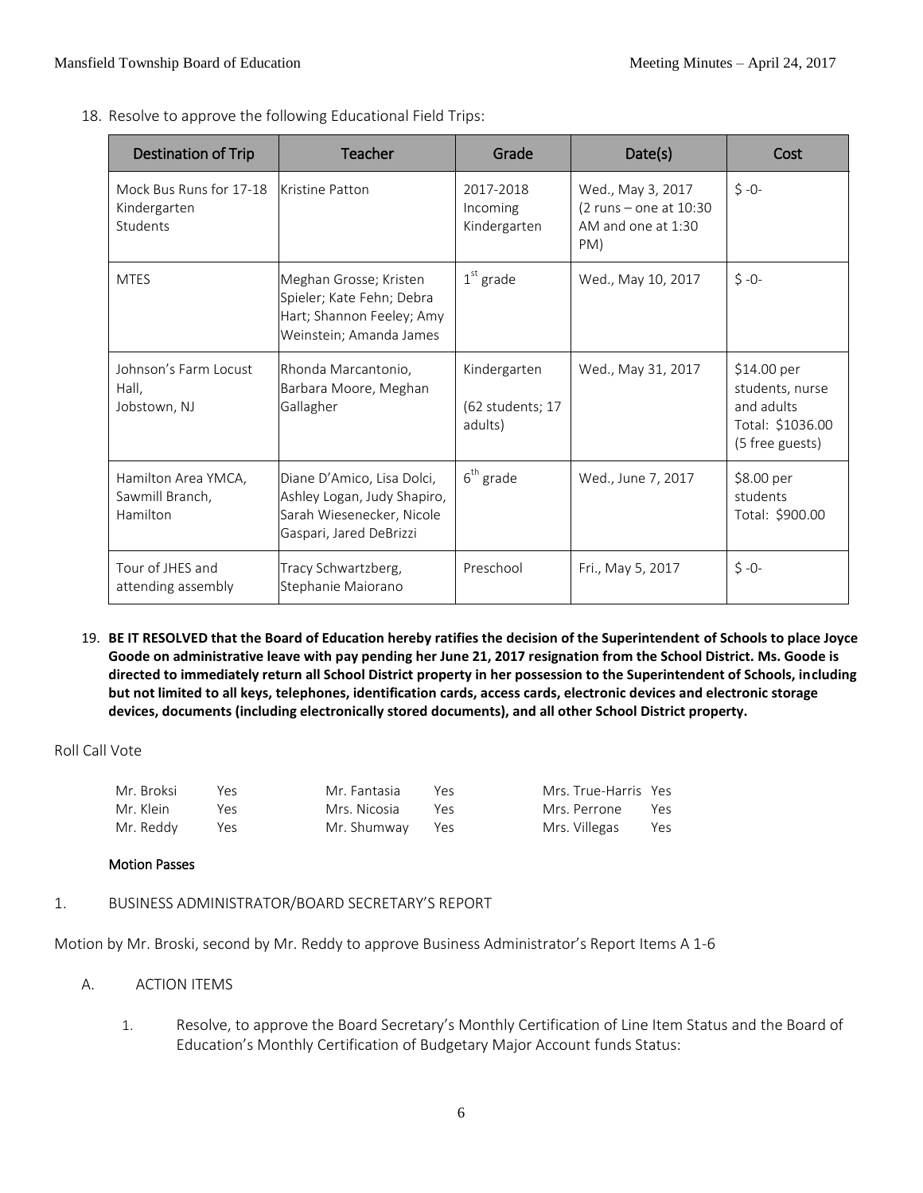18. Resolve to approve the following Educational Field Trips:

| Destination of Trip | Teacher | Grade | Date(s) | Cost |
|---|---|---|---|---|
| Mock Bus Runs for 17-18 Kindergarten Students | Kristine Patton | 2017-2018 Incoming Kindergarten | Wed., May 3, 2017 (2 runs – one at 10:30 AM and one at 1:30 PM) | $ -0- |
| MTES | Meghan Grosse; Kristen Spieler; Kate Fehn; Debra Hart; Shannon Feeley; Amy Weinstein; Amanda James | 1st grade | Wed., May 10, 2017 | $ -0- |
| Johnson's Farm Locust Hall, Jobstown, NJ | Rhonda Marcantonio, Barbara Moore, Meghan Gallagher | Kindergarten (62 students; 17 adults) | Wed., May 31, 2017 | $14.00 per students, nurse and adults Total: $1036.00 (5 free guests) |
| Hamilton Area YMCA, Sawmill Branch, Hamilton | Diane D'Amico, Lisa Dolci, Ashley Logan, Judy Shapiro, Sarah Wiesenecker, Nicole Gaspari, Jared DeBrizzi | 6th grade | Wed., June 7, 2017 | $8.00 per students Total: $900.00 |
| Tour of JHES and attending assembly | Tracy Schwartzberg, Stephanie Maiorano | Preschool | Fri., May 5, 2017 | $ -0- |

19. **BE IT RESOLVED that the Board of Education hereby ratifies the decision of the Superintendent of Schools to place Joyce Goode on administrative leave with pay pending her June 21, 2017 resignation from the School District. Ms. Goode is directed to immediately return all School District property in her possession to the Superintendent of Schools, including but not limited to all keys, telephones, identification cards, access cards, electronic devices and electronic storage devices, documents (including electronically stored documents), and all other School District property.**

Roll Call Vote

| | | | | | |
|---|---|---|---|---|---|
| Mr. Broksi | Yes | Mr. Fantasia | Yes | Mrs. True-Harris | Yes |
| Mr. Klein | Yes | Mrs. Nicosia | Yes | Mrs. Perrone | Yes |
| Mr. Reddy | Yes | Mr. Shumway | Yes | Mrs. Villegas | Yes |

**Motion Passes**

1. BUSINESS ADMINISTRATOR/BOARD SECRETARY'S REPORT

Motion by Mr. Broski, second by Mr. Reddy to approve Business Administrator's Report Items A 1-6

A. ACTION ITEMS

1. Resolve, to approve the Board Secretary's Monthly Certification of Line Item Status and the Board of Education's Monthly Certification of Budgetary Major Account funds Status: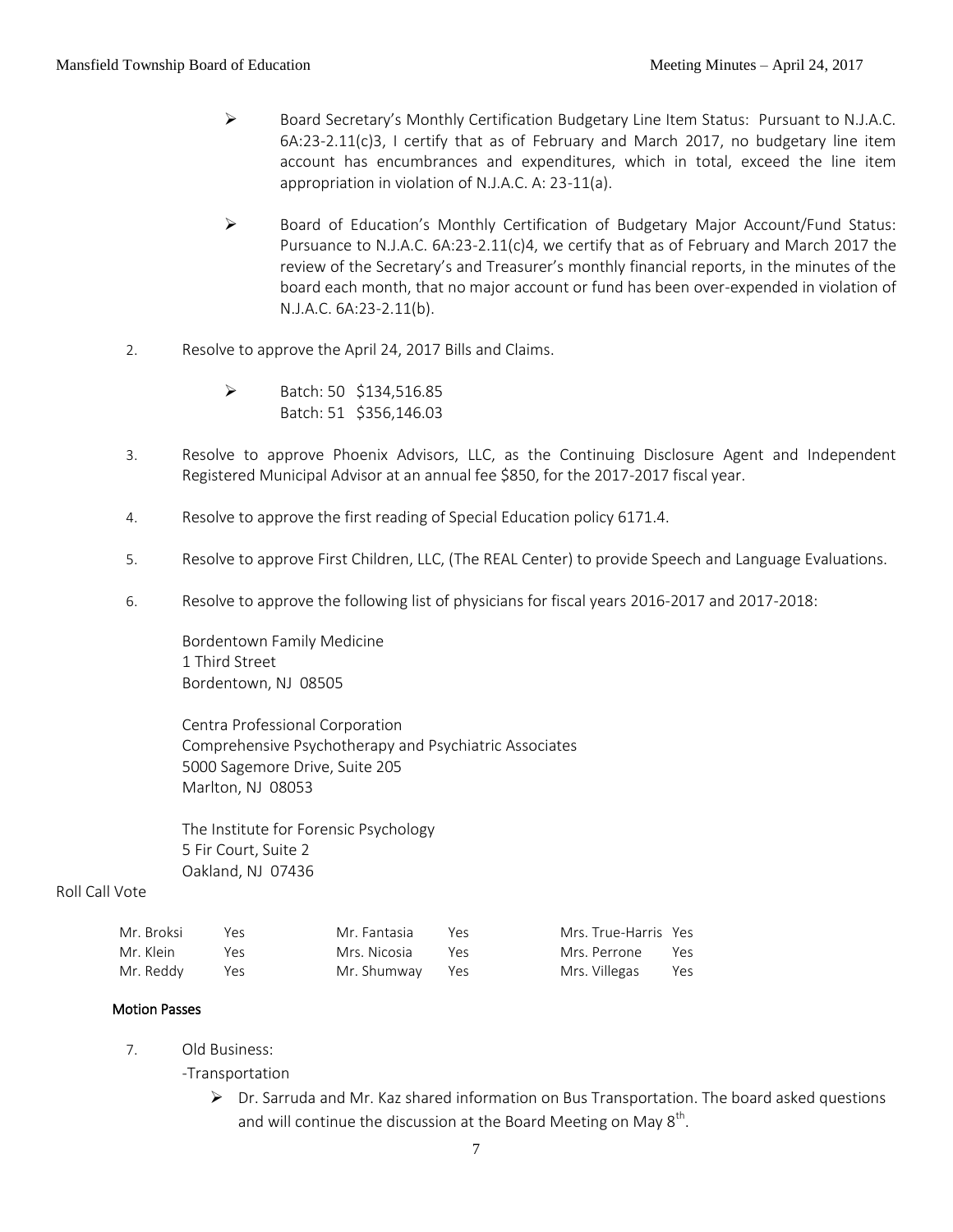- Board Secretary's Monthly Certification Budgetary Line Item Status: Pursuant to N.J.A.C. 6A:23-2.11(c)3, I certify that as of February and March 2017, no budgetary line item account has encumbrances and expenditures, which in total, exceed the line item appropriation in violation of N.J.A.C. A: 23-11(a).

- Board of Education's Monthly Certification of Budgetary Major Account/Fund Status: Pursuance to N.J.A.C. 6A:23-2.11(c)4, we certify that as of February and March 2017 the review of the Secretary's and Treasurer's monthly financial reports, in the minutes of the board each month, that no major account or fund has been over-expended in violation of N.J.A.C. 6A:23-2.11(b).

2. Resolve to approve the April 24, 2017 Bills and Claims.

   - Batch: 50 $134,516.85
     Batch: 51 $356,146.03

3. Resolve to approve Phoenix Advisors, LLC, as the Continuing Disclosure Agent and Independent Registered Municipal Advisor at an annual fee $850, for the 2017-2017 fiscal year.

4. Resolve to approve the first reading of Special Education policy 6171.4.

5. Resolve to approve First Children, LLC, (The REAL Center) to provide Speech and Language Evaluations.

6. Resolve to approve the following list of physicians for fiscal years 2016-2017 and 2017-2018:

   Bordentown Family Medicine
   1 Third Street
   Bordentown, NJ 08505

   Centra Professional Corporation
   Comprehensive Psychotherapy and Psychiatric Associates
   5000 Sagemore Drive, Suite 205
   Marlton, NJ 08053

   The Institute for Forensic Psychology
   5 Fir Court, Suite 2
   Oakland, NJ 07436

Roll Call Vote

| | | | | | |
|---|---|---|---|---|---|
| Mr. Broksi | Yes | Mr. Fantasia | Yes | Mrs. True-Harris | Yes |
| Mr. Klein | Yes | Mrs. Nicosia | Yes | Mrs. Perrone | Yes |
| Mr. Reddy | Yes | Mr. Shumway | Yes | Mrs. Villegas | Yes |

**Motion Passes**

7. Old Business:
   -Transportation
   - Dr. Sarruda and Mr. Kaz shared information on Bus Transportation. The board asked questions and will continue the discussion at the Board Meeting on May 8th.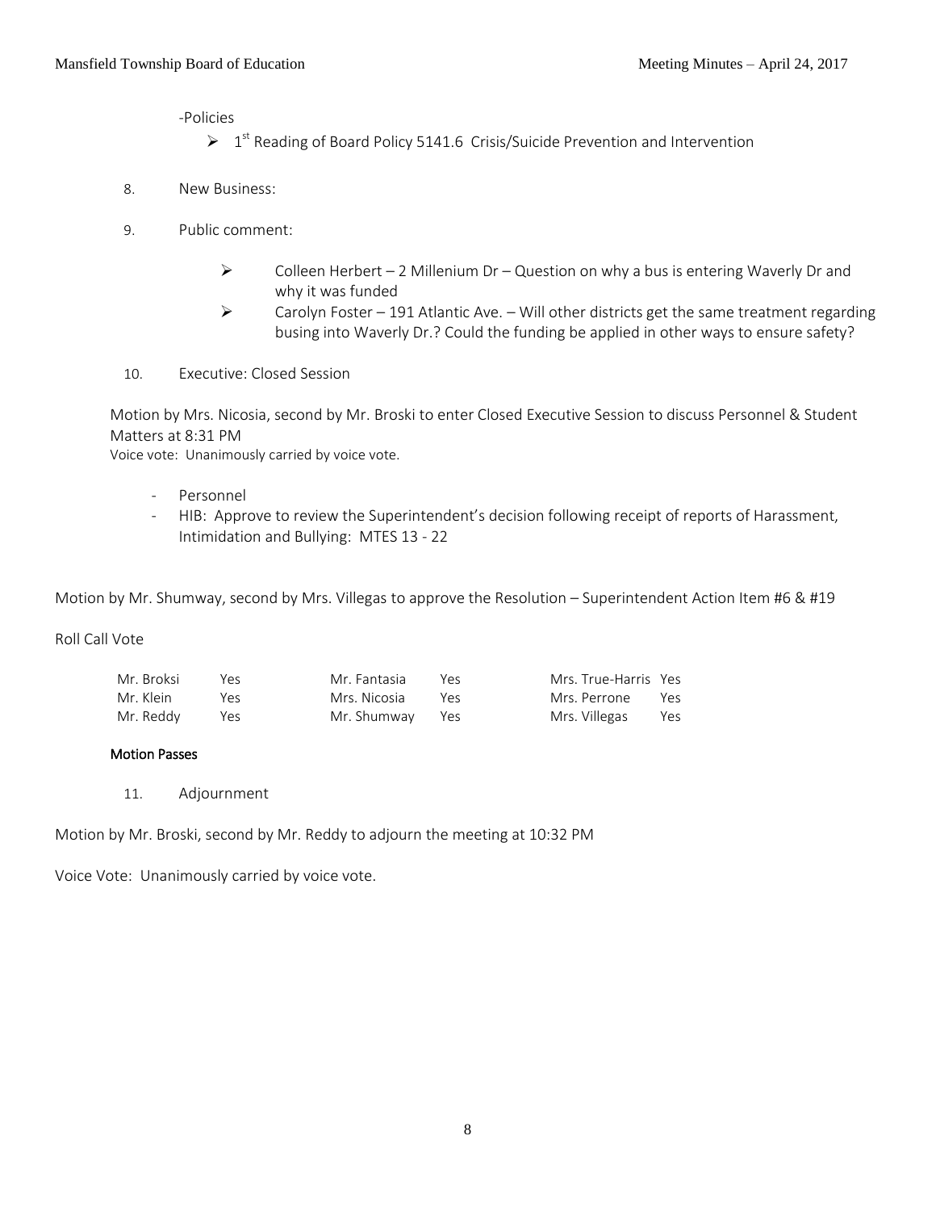-Policies

- 1st Reading of Board Policy 5141.6 Crisis/Suicide Prevention and Intervention

8. New Business:

9. Public comment:

   - Colleen Herbert – 2 Millenium Dr – Question on why a bus is entering Waverly Dr and why it was funded
   - Carolyn Foster – 191 Atlantic Ave. – Will other districts get the same treatment regarding busing into Waverly Dr.? Could the funding be applied in other ways to ensure safety?

10. Executive: Closed Session

Motion by Mrs. Nicosia, second by Mr. Broski to enter Closed Executive Session to discuss Personnel & Student Matters at 8:31 PM

Voice vote: Unanimously carried by voice vote.

- Personnel
- HIB: Approve to review the Superintendent's decision following receipt of reports of Harassment, Intimidation and Bullying: MTES 13 - 22

Motion by Mr. Shumway, second by Mrs. Villegas to approve the Resolution – Superintendent Action Item #6 & #19

Roll Call Vote

| | | | | | |
|---|---|---|---|---|---|
| Mr. Broksi | Yes | Mr. Fantasia | Yes | Mrs. True-Harris | Yes |
| Mr. Klein | Yes | Mrs. Nicosia | Yes | Mrs. Perrone | Yes |
| Mr. Reddy | Yes | Mr. Shumway | Yes | Mrs. Villegas | Yes |

**Motion Passes**

11. Adjournment

Motion by Mr. Broski, second by Mr. Reddy to adjourn the meeting at 10:32 PM

Voice Vote: Unanimously carried by voice vote.